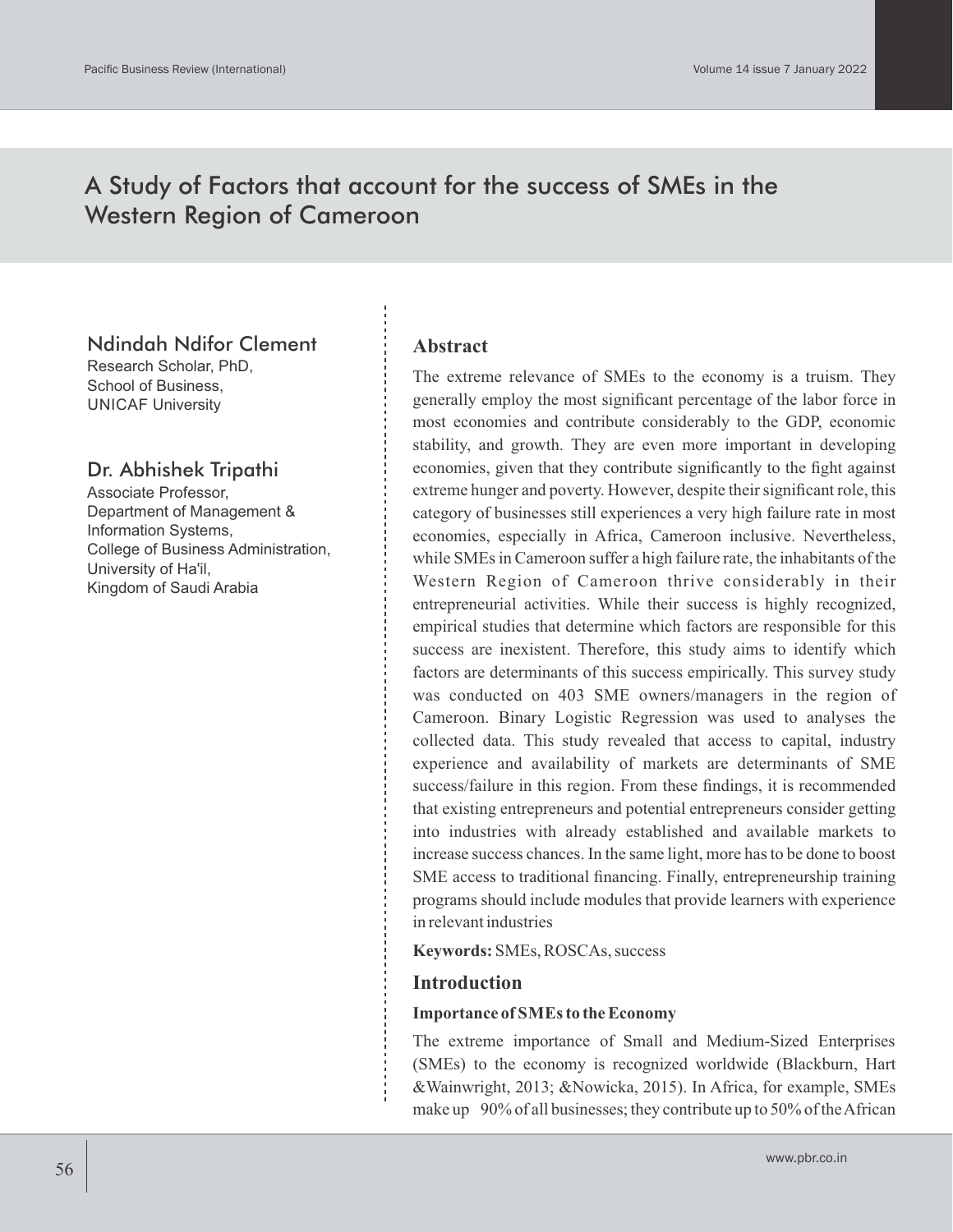# A Study of Factors that account for the success of SMEs in the Western Region of Cameroon

**Ndindah Ndifor Clement**
Research Scholar, PhD,
School of Business,
UNICAF University

**Dr. Abhishek Tripathi**
Associate Professor,
Department of Management & Information Systems,
College of Business Administration,
University of Ha'il,
Kingdom of Saudi Arabia

## Abstract

The extreme relevance of SMEs to the economy is a truism. They generally employ the most significant percentage of the labor force in most economies and contribute considerably to the GDP, economic stability, and growth. They are even more important in developing economies, given that they contribute significantly to the fight against extreme hunger and poverty. However, despite their significant role, this category of businesses still experiences a very high failure rate in most economies, especially in Africa, Cameroon inclusive. Nevertheless, while SMEs in Cameroon suffer a high failure rate, the inhabitants of the Western Region of Cameroon thrive considerably in their entrepreneurial activities. While their success is highly recognized, empirical studies that determine which factors are responsible for this success are inexistent. Therefore, this study aims to identify which factors are determinants of this success empirically. This survey study was conducted on 403 SME owners/managers in the region of Cameroon. Binary Logistic Regression was used to analyses the collected data. This study revealed that access to capital, industry experience and availability of markets are determinants of SME success/failure in this region. From these findings, it is recommended that existing entrepreneurs and potential entrepreneurs consider getting into industries with already established and available markets to increase success chances. In the same light, more has to be done to boost SME access to traditional financing. Finally, entrepreneurship training programs should include modules that provide learners with experience in relevant industries

**Keywords:** SMEs, ROSCAs, success

## Introduction

### Importance of SMEs to the Economy

The extreme importance of Small and Medium-Sized Enterprises (SMEs) to the economy is recognized worldwide (Blackburn, Hart &Wainwright, 2013; &Nowicka, 2015). In Africa, for example, SMEs make up 90% of all businesses; they contribute up to 50% of the African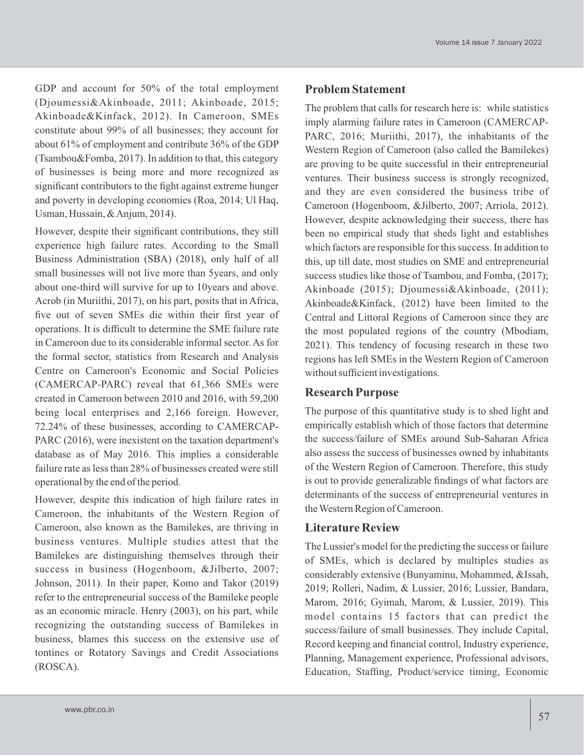GDP and account for 50% of the total employment (Djoumessi&Akinboade, 2011; Akinboade, 2015; Akinboade&Kinfack, 2012). In Cameroon, SMEs constitute about 99% of all businesses; they account for about 61% of employment and contribute 36% of the GDP (Tsambou&Fomba, 2017). In addition to that, this category of businesses is being more and more recognized as significant contributors to the fight against extreme hunger and poverty in developing economies (Roa, 2014; Ul Haq, Usman, Hussain, & Anjum, 2014).

However, despite their significant contributions, they still experience high failure rates. According to the Small Business Administration (SBA) (2018), only half of all small businesses will not live more than 5years, and only about one-third will survive for up to 10years and above. Acrob (in Muriithi, 2017), on his part, posits that in Africa, five out of seven SMEs die within their first year of operations. It is difficult to determine the SME failure rate in Cameroon due to its considerable informal sector. As for the formal sector, statistics from Research and Analysis Centre on Cameroon's Economic and Social Policies (CAMERCAP-PARC) reveal that 61,366 SMEs were created in Cameroon between 2010 and 2016, with 59,200 being local enterprises and 2,166 foreign. However, 72.24% of these businesses, according to CAMERCAP-PARC (2016), were inexistent on the taxation department's database as of May 2016. This implies a considerable failure rate as less than 28% of businesses created were still operational by the end of the period.

However, despite this indication of high failure rates in Cameroon, the inhabitants of the Western Region of Cameroon, also known as the Bamilekes, are thriving in business ventures. Multiple studies attest that the Bamilekes are distinguishing themselves through their success in business (Hogenboom, &Jilberto, 2007; Johnson, 2011). In their paper, Komo and Takor (2019) refer to the entrepreneurial success of the Bamileke people as an economic miracle. Henry (2003), on his part, while recognizing the outstanding success of Bamilekes in business, blames this success on the extensive use of tontines or Rotatory Savings and Credit Associations (ROSCA).

## Problem Statement

The problem that calls for research here is: while statistics imply alarming failure rates in Cameroon (CAMERCAP-PARC, 2016; Muriithi, 2017), the inhabitants of the Western Region of Cameroon (also called the Bamilekes) are proving to be quite successful in their entrepreneurial ventures. Their business success is strongly recognized, and they are even considered the business tribe of Cameroon (Hogenboom, &Jilberto, 2007; Arriola, 2012). However, despite acknowledging their success, there has been no empirical study that sheds light and establishes which factors are responsible for this success. In addition to this, up till date, most studies on SME and entrepreneurial success studies like those of Tsambou, and Fomba, (2017); Akinboade (2015); Djoumessi&Akinboade, (2011); Akinboade&Kinfack, (2012) have been limited to the Central and Littoral Regions of Cameroon since they are the most populated regions of the country (Mbodiam, 2021). This tendency of focusing research in these two regions has left SMEs in the Western Region of Cameroon without sufficient investigations.

## Research Purpose

The purpose of this quantitative study is to shed light and empirically establish which of those factors that determine the success/failure of SMEs around Sub-Saharan Africa also assess the success of businesses owned by inhabitants of the Western Region of Cameroon. Therefore, this study is out to provide generalizable findings of what factors are determinants of the success of entrepreneurial ventures in the Western Region of Cameroon.

## Literature Review

The Lussier's model for the predicting the success or failure of SMEs, which is declared by multiples studies as considerably extensive (Bunyaminu, Mohammed, &Issah, 2019; Rolleri, Nadim, & Lussier, 2016; Lussier, Bandara, Marom, 2016; Gyimah, Marom, & Lussier, 2019). This model contains 15 factors that can predict the success/failure of small businesses. They include Capital, Record keeping and financial control, Industry experience, Planning, Management experience, Professional advisors, Education, Staffing, Product/service timing, Economic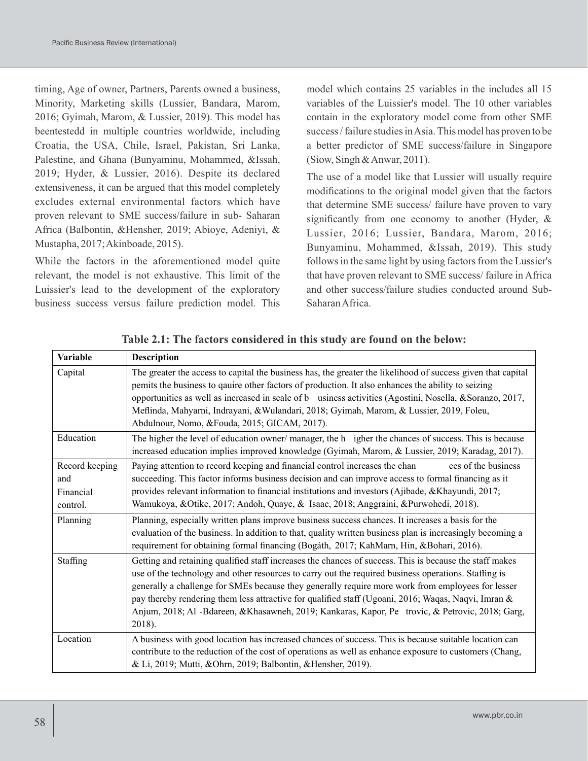timing, Age of owner, Partners, Parents owned a business, Minority, Marketing skills (Lussier, Bandara, Marom, 2016; Gyimah, Marom, & Lussier, 2019). This model has beentestedd in multiple countries worldwide, including Croatia, the USA, Chile, Israel, Pakistan, Sri Lanka, Palestine, and Ghana (Bunyaminu, Mohammed, &Issah, 2019; Hyder, & Lussier, 2016). Despite its declared extensiveness, it can be argued that this model completely excludes external environmental factors which have proven relevant to SME success/failure in sub- Saharan Africa (Balbontin, &Hensher, 2019; Abioye, Adeniyi, & Mustapha, 2017; Akinboade, 2015).

While the factors in the aforementioned model quite relevant, the model is not exhaustive. This limit of the Luissier's lead to the development of the exploratory business success versus failure prediction model. This model which contains 25 variables in the includes all 15 variables of the Luissier's model. The 10 other variables contain in the exploratory model come from other SME success / failure studies in Asia. This model has proven to be a better predictor of SME success/failure in Singapore (Siow, Singh & Anwar, 2011).

The use of a model like that Lussier will usually require modifications to the original model given that the factors that determine SME success/ failure have proven to vary significantly from one economy to another (Hyder, & Lussier, 2016; Lussier, Bandara, Marom, 2016; Bunyaminu, Mohammed, &Issah, 2019). This study follows in the same light by using factors from the Lussier's that have proven relevant to SME success/ failure in Africa and other success/failure studies conducted around Sub-Saharan Africa.

**Table 2.1: The factors considered in this study are found on the below:**

| Variable | Description |
|---|---|
| Capital | The greater the access to capital the business has, the greater the likelihood of success given that capital pemits the business to qauire other factors of production. It also enhances the ability to seizing opportunities as well as increased in scale of b usiness activities (Agostini, Nosella, &Soranzo, 2017, Meflinda, Mahyarni, Indrayani, &Wulandari, 2018; Gyimah, Marom, & Lussier, 2019, Foleu, Abdulnour, Nomo, &Fouda, 2015; GICAM, 2017). |
| Education | The higher the level of education owner/ manager, the h igher the chances of success. This is because increased education implies improved knowledge (Gyimah, Marom, & Lussier, 2019; Karadag, 2017). |
| Record keeping and Financial control. | Paying attention to record keeping and financial control increases the chan ces of the business succeeding. This factor informs business decision and can improve access to formal financing as it provides relevant information to financial institutions and investors (Ajibade, &Khayundi, 2017; Wamukoya, &Otike, 2017; Andoh, Quaye, & Isaac, 2018; Anggraini, &Purwohedi, 2018). |
| Planning | Planning, especially written plans improve business success chances. It increases a basis for the evaluation of the business. In addition to that, quality written business plan is increasingly becoming a requirement for obtaining formal financing (Bogáth, 2017; KahMarn, Hin, &Bohari, 2016). |
| Staffing | Getting and retaining qualified staff increases the chances of success. This is because the staff makes use of the technology and other resources to carry out the required business operations. Staffing is generally a challenge for SMEs because they generally require more work from employees for lesser pay thereby rendering them less attractive for qualified staff (Ugoani, 2016; Waqas, Naqvi, Imran & Anjum, 2018; Al -Bdareen, &Khasawneh, 2019; Kankaras, Kapor, Pe trovic, & Petrovic, 2018; Garg, 2018). |
| Location | A business with good location has increased chances of success. This is because suitable location can contribute to the reduction of the cost of operations as well as enhance exposure to customers (Chang, & Li, 2019; Mutti, &Ohrn, 2019; Balbontin, &Hensher, 2019). |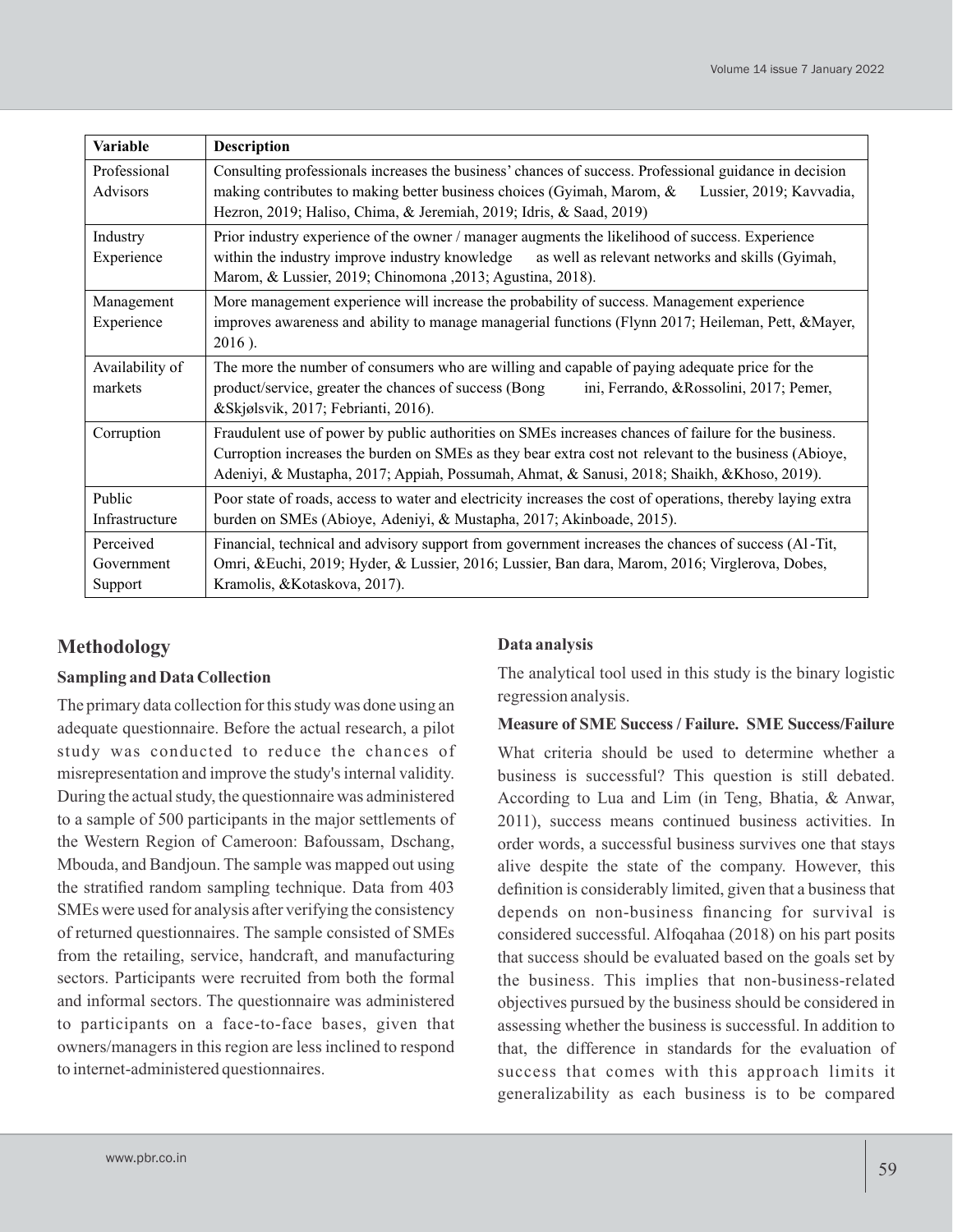| Variable | Description |
|---|---|
| Professional Advisors | Consulting professionals increases the business' chances of success. Professional guidance in decision making contributes to making better business choices (Gyimah, Marom, & Lussier, 2019; Kavvadia, Hezron, 2019; Haliso, Chima, & Jeremiah, 2019; Idris, & Saad, 2019) |
| Industry Experience | Prior industry experience of the owner / manager augments the likelihood of success. Experience within the industry improve industry knowledge as well as relevant networks and skills (Gyimah, Marom, & Lussier, 2019; Chinomona ,2013; Agustina, 2018). |
| Management Experience | More management experience will increase the probability of success. Management experience improves awareness and ability to manage managerial functions (Flynn 2017; Heileman, Pett, &Mayer, 2016 ). |
| Availability of markets | The more the number of consumers who are willing and capable of paying adequate price for the product/service, greater the chances of success (Bong ini, Ferrando, &Rossolini, 2017; Pemer, &Skjølsvik, 2017; Febrianti, 2016). |
| Corruption | Fraudulent use of power by public authorities on SMEs increases chances of failure for the business. Curroption increases the burden on SMEs as they bear extra cost not relevant to the business (Abioye, Adeniyi, & Mustapha, 2017; Appiah, Possumah, Ahmat, & Sanusi, 2018; Shaikh, &Khoso, 2019). |
| Public Infrastructure | Poor state of roads, access to water and electricity increases the cost of operations, thereby laying extra burden on SMEs (Abioye, Adeniyi, & Mustapha, 2017; Akinboade, 2015). |
| Perceived Government Support | Financial, technical and advisory support from government increases the chances of success (Al-Tit, Omri, &Euchi, 2019; Hyder, & Lussier, 2016; Lussier, Ban dara, Marom, 2016; Virglerova, Dobes, Kramolis, &Kotaskova, 2017). |

## Methodology

### Sampling and Data Collection

The primary data collection for this study was done using an adequate questionnaire. Before the actual research, a pilot study was conducted to reduce the chances of misrepresentation and improve the study's internal validity. During the actual study, the questionnaire was administered to a sample of 500 participants in the major settlements of the Western Region of Cameroon: Bafoussam, Dschang, Mbouda, and Bandjoun. The sample was mapped out using the stratified random sampling technique. Data from 403 SMEs were used for analysis after verifying the consistency of returned questionnaires. The sample consisted of SMEs from the retailing, service, handcraft, and manufacturing sectors. Participants were recruited from both the formal and informal sectors. The questionnaire was administered to participants on a face-to-face bases, given that owners/managers in this region are less inclined to respond to internet-administered questionnaires.

### Data analysis

The analytical tool used in this study is the binary logistic regression analysis.

**Measure of SME Success / Failure. SME Success/Failure**

What criteria should be used to determine whether a business is successful? This question is still debated. According to Lua and Lim (in Teng, Bhatia, & Anwar, 2011), success means continued business activities. In order words, a successful business survives one that stays alive despite the state of the company. However, this definition is considerably limited, given that a business that depends on non-business financing for survival is considered successful. Alfoqahaa (2018) on his part posits that success should be evaluated based on the goals set by the business. This implies that non-business-related objectives pursued by the business should be considered in assessing whether the business is successful. In addition to that, the difference in standards for the evaluation of success that comes with this approach limits it generalizability as each business is to be compared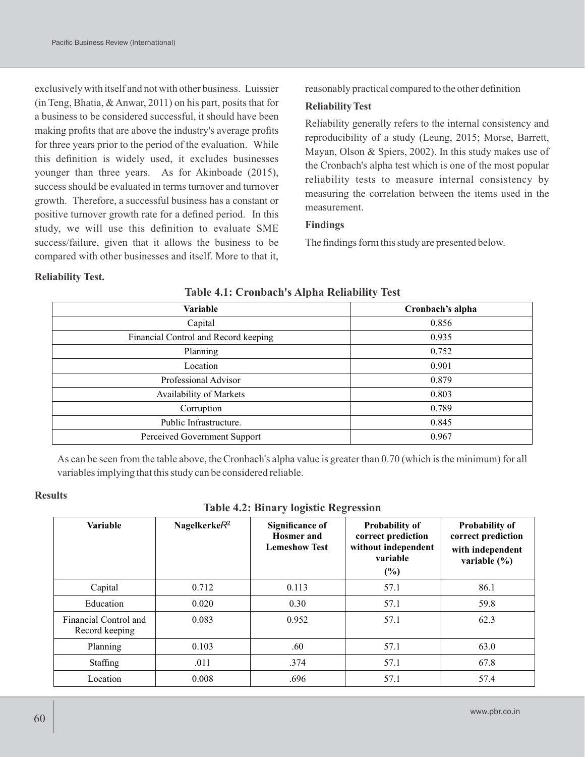exclusively with itself and not with other business. Luissier (in Teng, Bhatia, & Anwar, 2011) on his part, posits that for a business to be considered successful, it should have been making profits that are above the industry's average profits for three years prior to the period of the evaluation. While this definition is widely used, it excludes businesses younger than three years. As for Akinboade (2015), success should be evaluated in terms turnover and turnover growth. Therefore, a successful business has a constant or positive turnover growth rate for a defined period. In this study, we will use this definition to evaluate SME success/failure, given that it allows the business to be compared with other businesses and itself. More to that it, reasonably practical compared to the other definition

**Reliability Test**

Reliability generally refers to the internal consistency and reproducibility of a study (Leung, 2015; Morse, Barrett, Mayan, Olson & Spiers, 2002). In this study makes use of the Cronbach's alpha test which is one of the most popular reliability tests to measure internal consistency by measuring the correlation between the items used in the measurement.

**Findings**

The findings form this study are presented below.

**Reliability Test.**

**Table 4.1: Cronbach's Alpha Reliability Test**

| Variable | Cronbach's alpha |
|---|---|
| Capital | 0.856 |
| Financial Control and Record keeping | 0.935 |
| Planning | 0.752 |
| Location | 0.901 |
| Professional Advisor | 0.879 |
| Availability of Markets | 0.803 |
| Corruption | 0.789 |
| Public Infrastructure. | 0.845 |
| Perceived Government Support | 0.967 |

As can be seen from the table above, the Cronbach's alpha value is greater than 0.70 (which is the minimum) for all variables implying that this study can be considered reliable.

**Results**

**Table 4.2: Binary logistic Regression**

| Variable | Nagelkerke $R^2$ | Significance of Hosmer and Lemeshow Test | Probability of correct prediction without independent variable (%) | Probability of correct prediction with independent variable (%) |
|---|---|---|---|---|
| Capital | 0.712 | 0.113 | 57.1 | 86.1 |
| Education | 0.020 | 0.30 | 57.1 | 59.8 |
| Financial Control and Record keeping | 0.083 | 0.952 | 57.1 | 62.3 |
| Planning | 0.103 | .60 | 57.1 | 63.0 |
| Staffing | .011 | .374 | 57.1 | 67.8 |
| Location | 0.008 | .696 | 57.1 | 57.4 |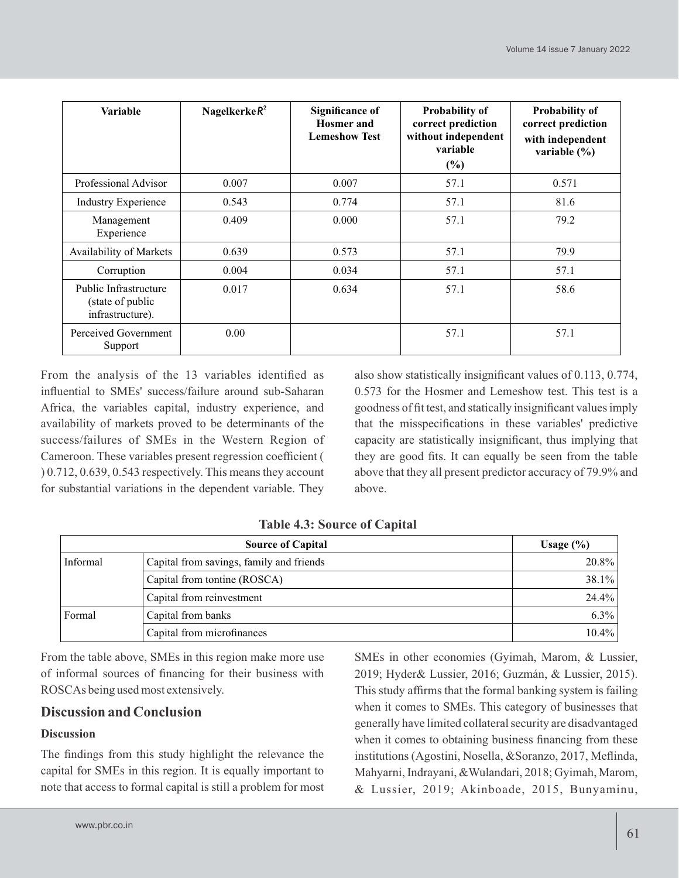| Variable | Nagelkerke $R^2$ | Significance of Hosmer and Lemeshow Test | Probability of correct prediction without independent variable (%) | Probability of correct prediction with independent variable (%) |
|---|---|---|---|---|
| Professional Advisor | 0.007 | 0.007 | 57.1 | 0.571 |
| Industry Experience | 0.543 | 0.774 | 57.1 | 81.6 |
| Management Experience | 0.409 | 0.000 | 57.1 | 79.2 |
| Availability of Markets | 0.639 | 0.573 | 57.1 | 79.9 |
| Corruption | 0.004 | 0.034 | 57.1 | 57.1 |
| Public Infrastructure (state of public infrastructure). | 0.017 | 0.634 | 57.1 | 58.6 |
| Perceived Government Support | 0.00 | | 57.1 | 57.1 |

From the analysis of the 13 variables identified as influential to SMEs' success/failure around sub-Saharan Africa, the variables capital, industry experience, and availability of markets proved to be determinants of the success/failures of SMEs in the Western Region of Cameroon. These variables present regression coefficient ( ) 0.712, 0.639, 0.543 respectively. This means they account for substantial variations in the dependent variable. They also show statistically insignificant values of 0.113, 0.774, 0.573 for the Hosmer and Lemeshow test. This test is a goodness of fit test, and statically insignificant values imply that the misspecifications in these variables' predictive capacity are statistically insignificant, thus implying that they are good fits. It can equally be seen from the table above that they all present predictor accuracy of 79.9% and above.

**Table 4.3: Source of Capital**

| Source of Capital | | Usage (%) |
|---|---|---|
| Informal | Capital from savings, family and friends | 20.8% |
| | Capital from tontine (ROSCA) | 38.1% |
| | Capital from reinvestment | 24.4% |
| Formal | Capital from banks | 6.3% |
| | Capital from microfinances | 10.4% |

From the table above, SMEs in this region make more use of informal sources of financing for their business with ROSCAs being used most extensively.

## Discussion and Conclusion

### Discussion

The findings from this study highlight the relevance the capital for SMEs in this region. It is equally important to note that access to formal capital is still a problem for most SMEs in other economies (Gyimah, Marom, & Lussier, 2019; Hyder& Lussier, 2016; Guzmán, & Lussier, 2015). This study affirms that the formal banking system is failing when it comes to SMEs. This category of businesses that generally have limited collateral security are disadvantaged when it comes to obtaining business financing from these institutions (Agostini, Nosella, &Soranzo, 2017, Meflinda, Mahyarni, Indrayani, &Wulandari, 2018; Gyimah, Marom, & Lussier, 2019; Akinboade, 2015, Bunyaminu,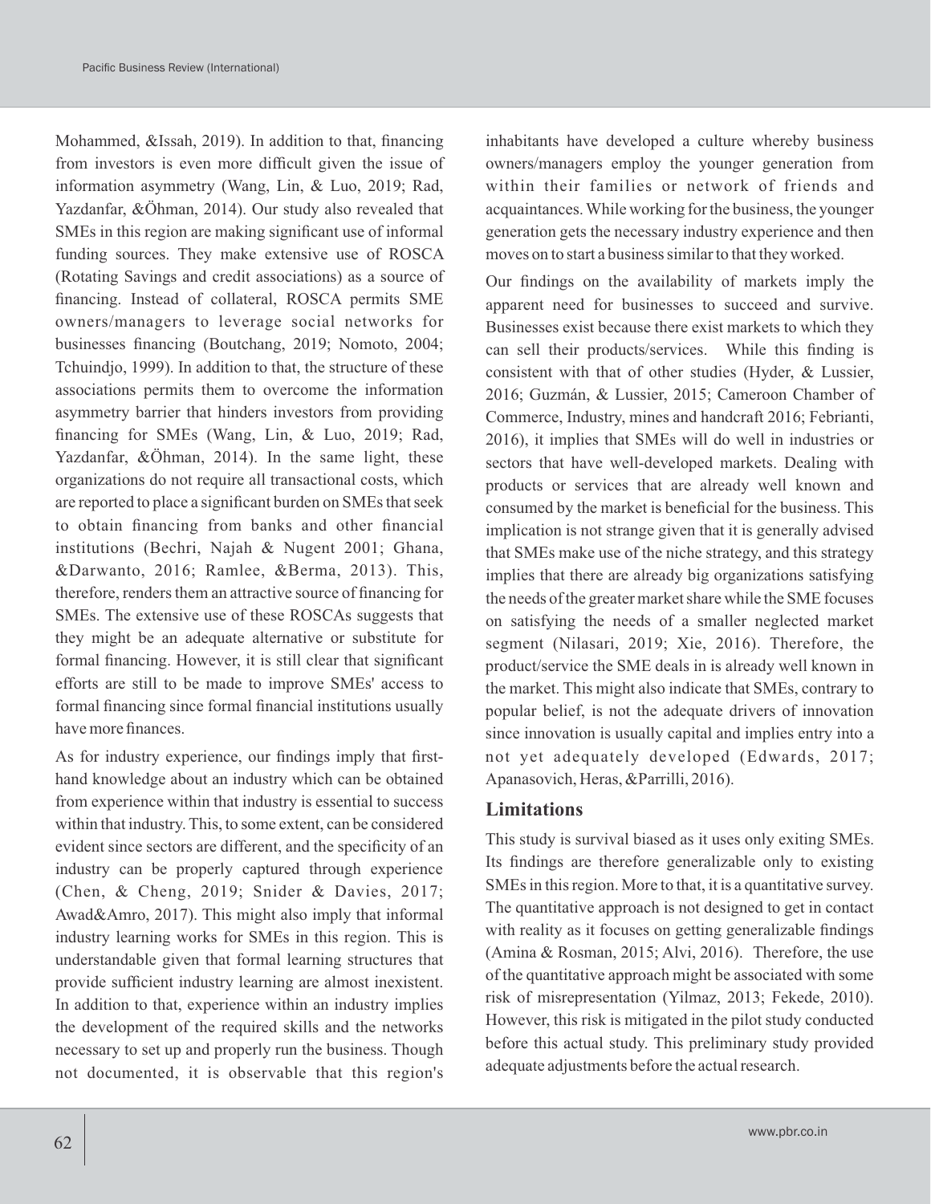Mohammed, &Issah, 2019). In addition to that, financing from investors is even more difficult given the issue of information asymmetry (Wang, Lin, & Luo, 2019; Rad, Yazdanfar, &Öhman, 2014). Our study also revealed that SMEs in this region are making significant use of informal funding sources. They make extensive use of ROSCA (Rotating Savings and credit associations) as a source of financing. Instead of collateral, ROSCA permits SME owners/managers to leverage social networks for businesses financing (Boutchang, 2019; Nomoto, 2004; Tchuindjo, 1999). In addition to that, the structure of these associations permits them to overcome the information asymmetry barrier that hinders investors from providing financing for SMEs (Wang, Lin, & Luo, 2019; Rad, Yazdanfar, &Öhman, 2014). In the same light, these organizations do not require all transactional costs, which are reported to place a significant burden on SMEs that seek to obtain financing from banks and other financial institutions (Bechri, Najah & Nugent 2001; Ghana, &Darwanto, 2016; Ramlee, &Berma, 2013). This, therefore, renders them an attractive source of financing for SMEs. The extensive use of these ROSCAs suggests that they might be an adequate alternative or substitute for formal financing. However, it is still clear that significant efforts are still to be made to improve SMEs' access to formal financing since formal financial institutions usually have more finances.

As for industry experience, our findings imply that first-hand knowledge about an industry which can be obtained from experience within that industry is essential to success within that industry. This, to some extent, can be considered evident since sectors are different, and the specificity of an industry can be properly captured through experience (Chen, & Cheng, 2019; Snider & Davies, 2017; Awad&Amro, 2017). This might also imply that informal industry learning works for SMEs in this region. This is understandable given that formal learning structures that provide sufficient industry learning are almost inexistent. In addition to that, experience within an industry implies the development of the required skills and the networks necessary to set up and properly run the business. Though not documented, it is observable that this region's inhabitants have developed a culture whereby business owners/managers employ the younger generation from within their families or network of friends and acquaintances. While working for the business, the younger generation gets the necessary industry experience and then moves on to start a business similar to that they worked.

Our findings on the availability of markets imply the apparent need for businesses to succeed and survive. Businesses exist because there exist markets to which they can sell their products/services. While this finding is consistent with that of other studies (Hyder, & Lussier, 2016; Guzmán, & Lussier, 2015; Cameroon Chamber of Commerce, Industry, mines and handcraft 2016; Febrianti, 2016), it implies that SMEs will do well in industries or sectors that have well-developed markets. Dealing with products or services that are already well known and consumed by the market is beneficial for the business. This implication is not strange given that it is generally advised that SMEs make use of the niche strategy, and this strategy implies that there are already big organizations satisfying the needs of the greater market share while the SME focuses on satisfying the needs of a smaller neglected market segment (Nilasari, 2019; Xie, 2016). Therefore, the product/service the SME deals in is already well known in the market. This might also indicate that SMEs, contrary to popular belief, is not the adequate drivers of innovation since innovation is usually capital and implies entry into a not yet adequately developed (Edwards, 2017; Apanasovich, Heras, &Parrilli, 2016).

## Limitations

This study is survival biased as it uses only exiting SMEs. Its findings are therefore generalizable only to existing SMEs in this region. More to that, it is a quantitative survey. The quantitative approach is not designed to get in contact with reality as it focuses on getting generalizable findings (Amina & Rosman, 2015; Alvi, 2016). Therefore, the use of the quantitative approach might be associated with some risk of misrepresentation (Yilmaz, 2013; Fekede, 2010). However, this risk is mitigated in the pilot study conducted before this actual study. This preliminary study provided adequate adjustments before the actual research.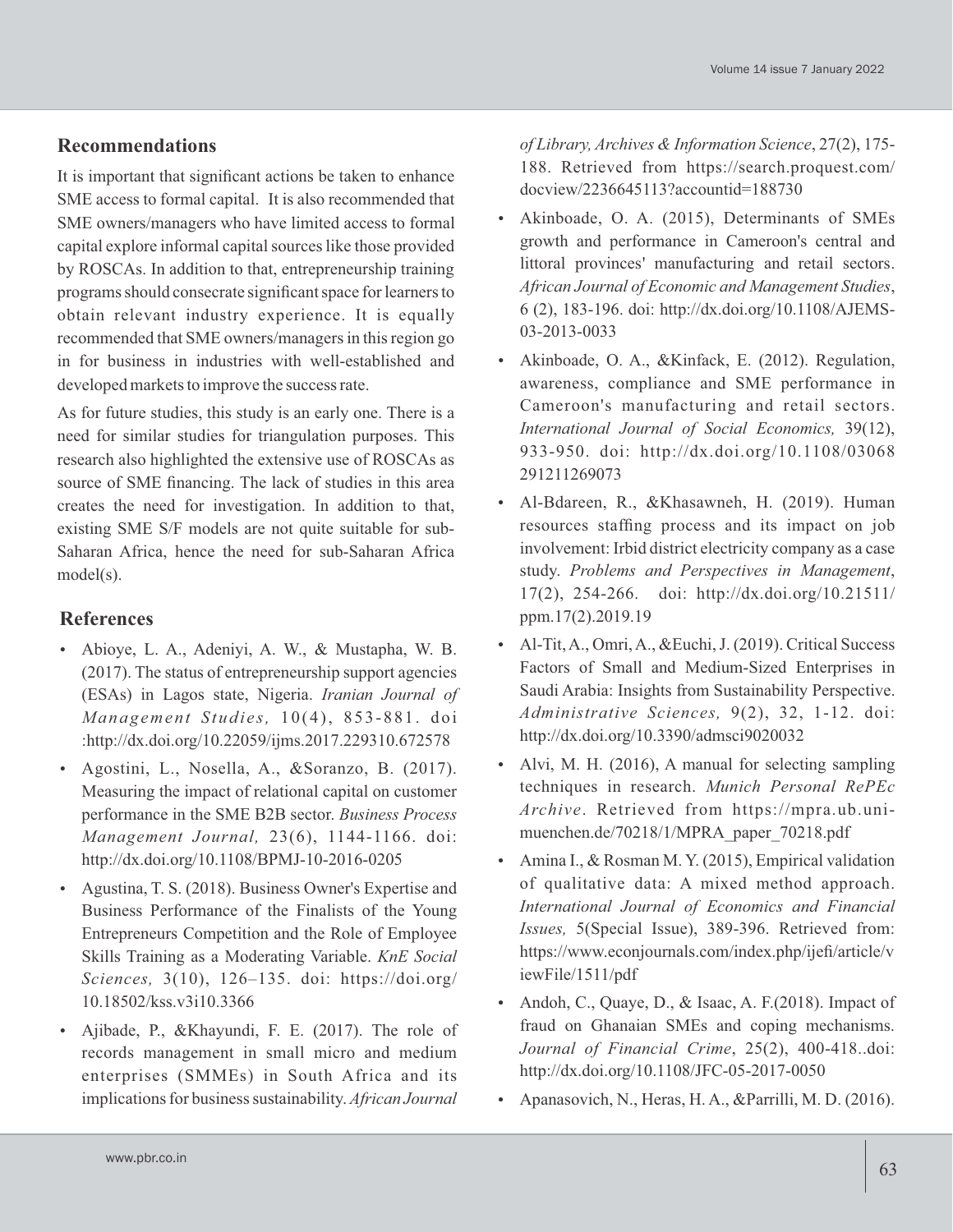## Recommendations

It is important that significant actions be taken to enhance SME access to formal capital. It is also recommended that SME owners/managers who have limited access to formal capital explore informal capital sources like those provided by ROSCAs. In addition to that, entrepreneurship training programs should consecrate significant space for learners to obtain relevant industry experience. It is equally recommended that SME owners/managers in this region go in for business in industries with well-established and developed markets to improve the success rate.

As for future studies, this study is an early one. There is a need for similar studies for triangulation purposes. This research also highlighted the extensive use of ROSCAs as source of SME financing. The lack of studies in this area creates the need for investigation. In addition to that, existing SME S/F models are not quite suitable for sub-Saharan Africa, hence the need for sub-Saharan Africa model(s).

## References

- Abioye, L. A., Adeniyi, A. W., & Mustapha, W. B. (2017). The status of entrepreneurship support agencies (ESAs) in Lagos state, Nigeria. *Iranian Journal of Management Studies,* 10(4), 853-881. doi :http://dx.doi.org/10.22059/ijms.2017.229310.672578
- Agostini, L., Nosella, A., &Soranzo, B. (2017). Measuring the impact of relational capital on customer performance in the SME B2B sector. *Business Process Management Journal,* 23(6), 1144-1166. doi: http://dx.doi.org/10.1108/BPMJ-10-2016-0205
- Agustina, T. S. (2018). Business Owner's Expertise and Business Performance of the Finalists of the Young Entrepreneurs Competition and the Role of Employee Skills Training as a Moderating Variable. *KnE Social Sciences,* 3(10), 126–135. doi: https://doi.org/10.18502/kss.v3i10.3366
- Ajibade, P., &Khayundi, F. E. (2017). The role of records management in small micro and medium enterprises (SMMEs) in South Africa and its implications for business sustainability. *African Journal of Library, Archives & Information Science*, 27(2), 175-188. Retrieved from https://search.proquest.com/docview/2236645113?accountid=188730
- Akinboade, O. A. (2015), Determinants of SMEs growth and performance in Cameroon's central and littoral provinces' manufacturing and retail sectors. *African Journal of Economic and Management Studies*, 6 (2), 183-196. doi: http://dx.doi.org/10.1108/AJEMS-03-2013-0033
- Akinboade, O. A., &Kinfack, E. (2012). Regulation, awareness, compliance and SME performance in Cameroon's manufacturing and retail sectors. *International Journal of Social Economics,* 39(12), 933-950. doi: http://dx.doi.org/10.1108/03068291211269073
- Al-Bdareen, R., &Khasawneh, H. (2019). Human resources staffing process and its impact on job involvement: Irbid district electricity company as a case study. *Problems and Perspectives in Management*, 17(2), 254-266. doi: http://dx.doi.org/10.21511/ppm.17(2).2019.19
- Al-Tit, A., Omri, A., &Euchi, J. (2019). Critical Success Factors of Small and Medium-Sized Enterprises in Saudi Arabia: Insights from Sustainability Perspective. *Administrative Sciences,* 9(2), 32, 1-12. doi: http://dx.doi.org/10.3390/admsci9020032
- Alvi, M. H. (2016), A manual for selecting sampling techniques in research. *Munich Personal RePEc Archive*. Retrieved from https://mpra.ub.uni-muenchen.de/70218/1/MPRA_paper_70218.pdf
- Amina I., & Rosman M. Y. (2015), Empirical validation of qualitative data: A mixed method approach. *International Journal of Economics and Financial Issues,* 5(Special Issue), 389-396. Retrieved from: https://www.econjournals.com/index.php/ijefi/article/viewFile/1511/pdf
- Andoh, C., Quaye, D., & Isaac, A. F.(2018). Impact of fraud on Ghanaian SMEs and coping mechanisms. *Journal of Financial Crime*, 25(2), 400-418..doi: http://dx.doi.org/10.1108/JFC-05-2017-0050
- Apanasovich, N., Heras, H. A., &Parrilli, M. D. (2016).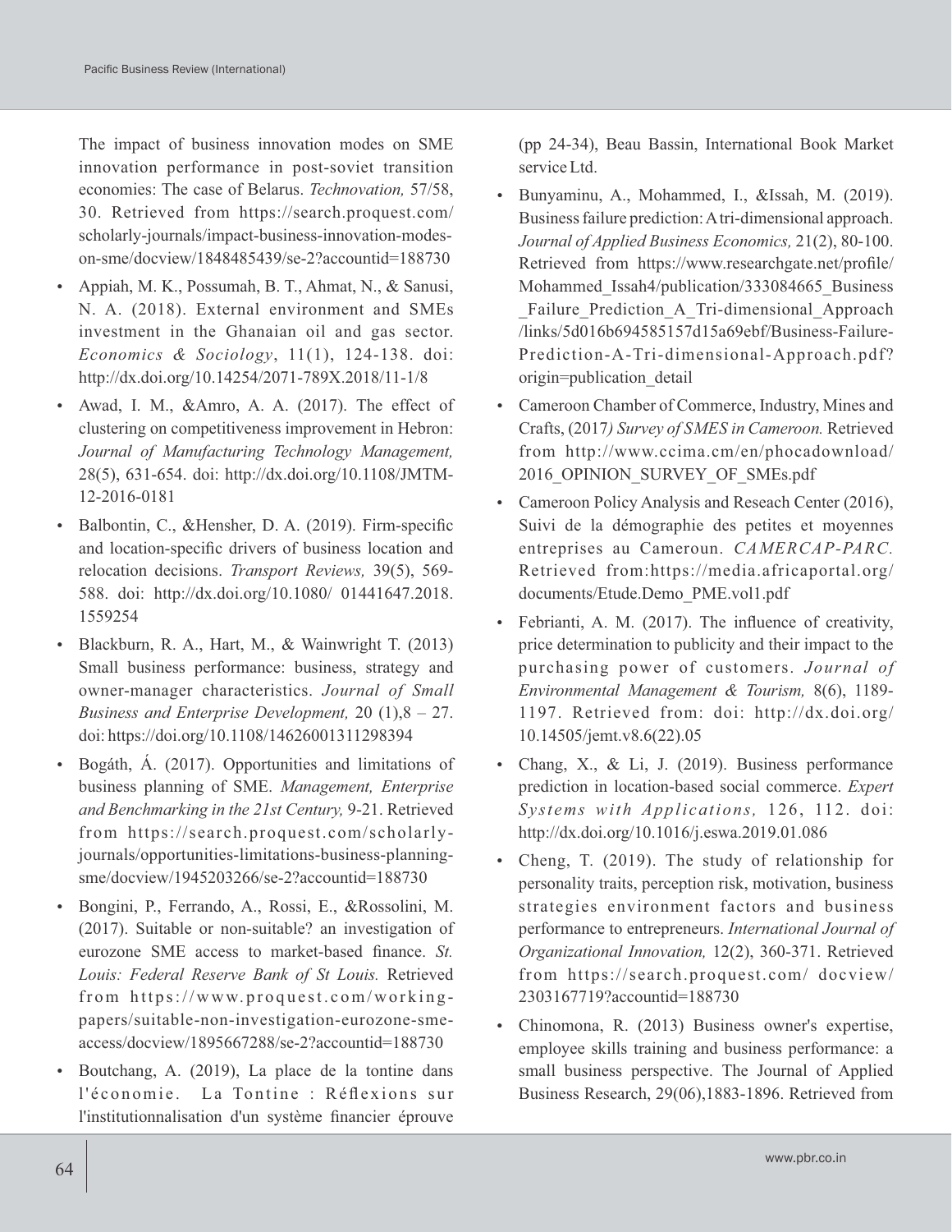The impact of business innovation modes on SME innovation performance in post-soviet transition economies: The case of Belarus. *Technovation,* 57/58, 30. Retrieved from https://search.proquest.com/scholarly-journals/impact-business-innovation-modes-on-sme/docview/1848485439/se-2?accountid=188730

- Appiah, M. K., Possumah, B. T., Ahmat, N., & Sanusi, N. A. (2018). External environment and SMEs investment in the Ghanaian oil and gas sector. *Economics & Sociology*, 11(1), 124-138. doi: http://dx.doi.org/10.14254/2071-789X.2018/11-1/8
- Awad, I. M., &Amro, A. A. (2017). The effect of clustering on competitiveness improvement in Hebron: *Journal of Manufacturing Technology Management,* 28(5), 631-654. doi: http://dx.doi.org/10.1108/JMTM-12-2016-0181
- Balbontin, C., &Hensher, D. A. (2019). Firm-specific and location-specific drivers of business location and relocation decisions. *Transport Reviews,* 39(5), 569-588. doi: http://dx.doi.org/10.1080/ 01441647.2018.1559254
- Blackburn, R. A., Hart, M., & Wainwright T. (2013) Small business performance: business, strategy and owner-manager characteristics. *Journal of Small Business and Enterprise Development,* 20 (1),8 – 27. doi: https://doi.org/10.1108/14626001311298394
- Bogáth, Á. (2017). Opportunities and limitations of business planning of SME. *Management, Enterprise and Benchmarking in the 21st Century,* 9-21. Retrieved from https://search.proquest.com/scholarly-journals/opportunities-limitations-business-planning-sme/docview/1945203266/se-2?accountid=188730
- Bongini, P., Ferrando, A., Rossi, E., &Rossolini, M. (2017). Suitable or non-suitable? an investigation of eurozone SME access to market-based finance. *St. Louis: Federal Reserve Bank of St Louis.* Retrieved from https://www.proquest.com/working-papers/suitable-non-investigation-eurozone-sme-access/docview/1895667288/se-2?accountid=188730
- Boutchang, A. (2019), La place de la tontine dans l'économie. La Tontine : Réflexions sur l'institutionnalisation d'un système financier éprouve (pp 24-34), Beau Bassin, International Book Market service Ltd.
- Bunyaminu, A., Mohammed, I., &Issah, M. (2019). Business failure prediction: A tri-dimensional approach. *Journal of Applied Business Economics,* 21(2), 80-100. Retrieved from https://www.researchgate.net/profile/Mohammed_Issah4/publication/333084665_Business_Failure_Prediction_A_Tri-dimensional_Approach/links/5d016b694585157d15a69ebf/Business-Failure-Prediction-A-Tri-dimensional-Approach.pdf?origin=publication_detail
- Cameroon Chamber of Commerce, Industry, Mines and Crafts, (2017*) Survey of SMES in Cameroon.* Retrieved from http://www.ccima.cm/en/phocadownload/2016_OPINION_SURVEY_OF_SMEs.pdf
- Cameroon Policy Analysis and Reseach Center (2016), Suivi de la démographie des petites et moyennes entreprises au Cameroun. *CAMERCAP-PARC.* Retrieved from:https://media.africaportal.org/documents/Etude.Demo_PME.vol1.pdf
- Febrianti, A. M. (2017). The influence of creativity, price determination to publicity and their impact to the purchasing power of customers. *Journal of Environmental Management & Tourism,* 8(6), 1189-1197. Retrieved from: doi: http://dx.doi.org/10.14505/jemt.v8.6(22).05
- Chang, X., & Li, J. (2019). Business performance prediction in location-based social commerce. *Expert Systems with Applications,* 126, 112. doi: http://dx.doi.org/10.1016/j.eswa.2019.01.086
- Cheng, T. (2019). The study of relationship for personality traits, perception risk, motivation, business strategies environment factors and business performance to entrepreneurs. *International Journal of Organizational Innovation,* 12(2), 360-371. Retrieved from https://search.proquest.com/ docview/2303167719?accountid=188730
- Chinomona, R. (2013) Business owner's expertise, employee skills training and business performance: a small business perspective. The Journal of Applied Business Research, 29(06),1883-1896. Retrieved from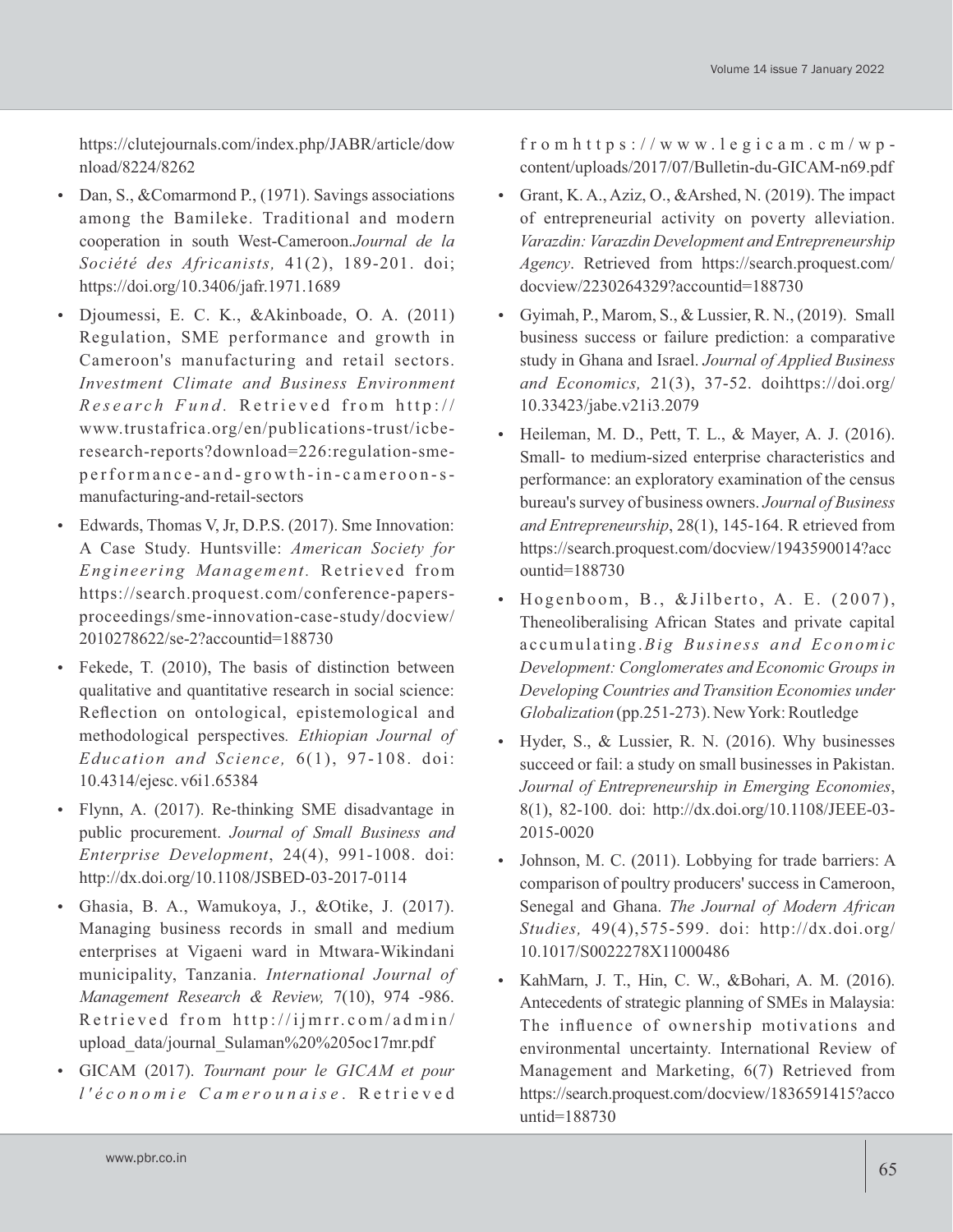https://clutejournals.com/index.php/JABR/article/download/8224/8262

- Dan, S., &Comarmond P., (1971). Savings associations among the Bamileke. Traditional and modern cooperation in south West-Cameroon.*Journal de la Société des Africanists,* 41(2), 189-201. doi; https://doi.org/10.3406/jafr.1971.1689
- Djoumessi, E. C. K., &Akinboade, O. A. (2011) Regulation, SME performance and growth in Cameroon's manufacturing and retail sectors. *Investment Climate and Business Environment Research Fund.* Retrieved from http://www.trustafrica.org/en/publications-trust/icbe-research-reports?download=226:regulation-sme-performance-and-growth-in-cameroon-s-manufacturing-and-retail-sectors
- Edwards, Thomas V, Jr, D.P.S. (2017). Sme Innovation: A Case Study. Huntsville: *American Society for Engineering Management.* Retrieved from https://search.proquest.com/conference-papers-proceedings/sme-innovation-case-study/docview/2010278622/se-2?accountid=188730
- Fekede, T. (2010), The basis of distinction between qualitative and quantitative research in social science: Reflection on ontological, epistemological and methodological perspectives*. Ethiopian Journal of Education and Science,* 6(1), 97-108. doi: 10.4314/ejesc. v6i1.65384
- Flynn, A. (2017). Re-thinking SME disadvantage in public procurement. *Journal of Small Business and Enterprise Development*, 24(4), 991-1008. doi: http://dx.doi.org/10.1108/JSBED-03-2017-0114
- Ghasia, B. A., Wamukoya, J., &Otike, J. (2017). Managing business records in small and medium enterprises at Vigaeni ward in Mtwara-Wikindani municipality, Tanzania. *International Journal of Management Research & Review,* 7(10), 974 -986. Retrieved from http://ijmrr.com/admin/upload_data/journal_Sulaman%20%205oc17mr.pdf
- GICAM (2017). *Tournant pour le GICAM et pour l'économie Camerounaise*. Retrieved fromhttps://www.legicam.cm/wp-content/uploads/2017/07/Bulletin-du-GICAM-n69.pdf
- Grant, K. A., Aziz, O., &Arshed, N. (2019). The impact of entrepreneurial activity on poverty alleviation. *Varazdin: Varazdin Development and Entrepreneurship Agency*. Retrieved from https://search.proquest.com/docview/2230264329?accountid=188730
- Gyimah, P., Marom, S., & Lussier, R. N., (2019). Small business success or failure prediction: a comparative study in Ghana and Israel. *Journal of Applied Business and Economics,* 21(3), 37-52. doihttps://doi.org/10.33423/jabe.v21i3.2079
- Heileman, M. D., Pett, T. L., & Mayer, A. J. (2016). Small- to medium-sized enterprise characteristics and performance: an exploratory examination of the census bureau's survey of business owners. *Journal of Business and Entrepreneurship*, 28(1), 145-164. R etrieved from https://search.proquest.com/docview/1943590014?accountid=188730
- Hogenboom, B., &Jilberto, A. E. (2007), Theneoliberalising African States and private capital accumulating.*Big Business and Economic Development: Conglomerates and Economic Groups in Developing Countries and Transition Economies under Globalization* (pp.251-273). New York: Routledge
- Hyder, S., & Lussier, R. N. (2016). Why businesses succeed or fail: a study on small businesses in Pakistan. *Journal of Entrepreneurship in Emerging Economies*, 8(1), 82-100. doi: http://dx.doi.org/10.1108/JEEE-03-2015-0020
- Johnson, M. C. (2011). Lobbying for trade barriers: A comparison of poultry producers' success in Cameroon, Senegal and Ghana. *The Journal of Modern African Studies,* 49(4),575-599. doi: http://dx.doi.org/10.1017/S0022278X11000486
- KahMarn, J. T., Hin, C. W., &Bohari, A. M. (2016). Antecedents of strategic planning of SMEs in Malaysia: The influence of ownership motivations and environmental uncertainty. International Review of Management and Marketing, 6(7) Retrieved from https://search.proquest.com/docview/1836591415?accountid=188730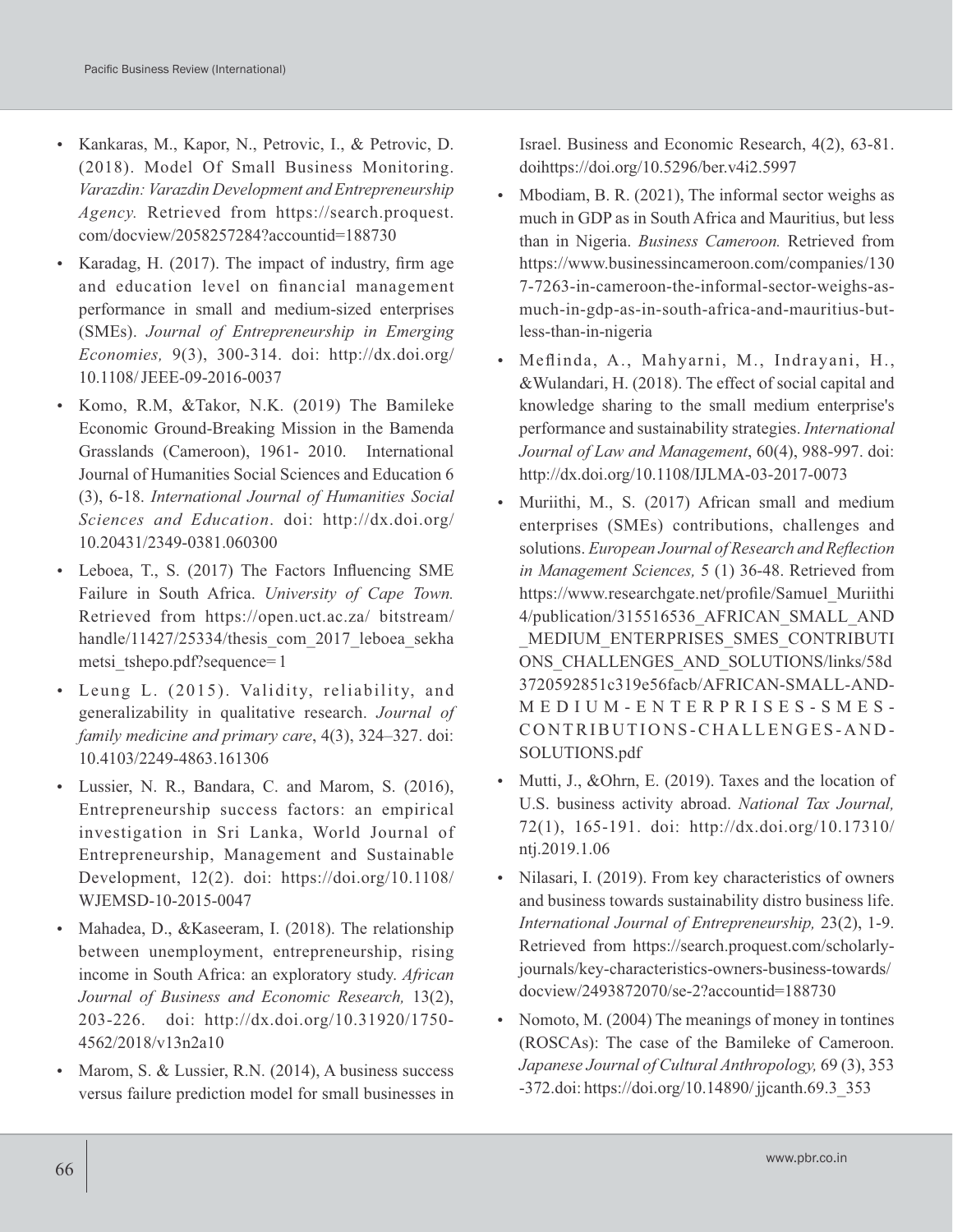- Kankaras, M., Kapor, N., Petrovic, I., & Petrovic, D. (2018). Model Of Small Business Monitoring. *Varazdin: Varazdin Development and Entrepreneurship Agency.* Retrieved from https://search.proquest.com/docview/2058257284?accountid=188730

- Karadag, H. (2017). The impact of industry, firm age and education level on financial management performance in small and medium-sized enterprises (SMEs). *Journal of Entrepreneurship in Emerging Economies,* 9(3), 300-314. doi: http://dx.doi.org/10.1108/JEEE-09-2016-0037

- Komo, R.M, &Takor, N.K. (2019) The Bamileke Economic Ground-Breaking Mission in the Bamenda Grasslands (Cameroon), 1961- 2010. International Journal of Humanities Social Sciences and Education 6 (3), 6-18. *International Journal of Humanities Social Sciences and Education*. doi: http://dx.doi.org/10.20431/2349-0381.060300

- Leboea, T., S. (2017) The Factors Influencing SME Failure in South Africa. *University of Cape Town.* Retrieved from https://open.uct.ac.za/ bitstream/handle/11427/25334/thesis_com_2017_leboea_sekhametsi_tshepo.pdf?sequence=1

- Leung L. (2015). Validity, reliability, and generalizability in qualitative research. *Journal of family medicine and primary care*, 4(3), 324–327. doi: 10.4103/2249-4863.161306

- Lussier, N. R., Bandara, C. and Marom, S. (2016), Entrepreneurship success factors: an empirical investigation in Sri Lanka, World Journal of Entrepreneurship, Management and Sustainable Development, 12(2). doi: https://doi.org/10.1108/WJEMSD-10-2015-0047

- Mahadea, D., &Kaseeram, I. (2018). The relationship between unemployment, entrepreneurship, rising income in South Africa: an exploratory study. *African Journal of Business and Economic Research,* 13(2), 203-226. doi: http://dx.doi.org/10.31920/1750-4562/2018/v13n2a10

- Marom, S. & Lussier, R.N. (2014), A business success versus failure prediction model for small businesses in Israel. Business and Economic Research, 4(2), 63-81. doihttps://doi.org/10.5296/ber.v4i2.5997

- Mbodiam, B. R. (2021), The informal sector weighs as much in GDP as in South Africa and Mauritius, but less than in Nigeria. *Business Cameroon.* Retrieved from https://www.businessincameroon.com/companies/1307-7263-in-cameroon-the-informal-sector-weighs-as-much-in-gdp-as-in-south-africa-and-mauritius-but-less-than-in-nigeria

- Meflinda, A., Mahyarni, M., Indrayani, H., &Wulandari, H. (2018). The effect of social capital and knowledge sharing to the small medium enterprise's performance and sustainability strategies. *International Journal of Law and Management*, 60(4), 988-997. doi: http://dx.doi.org/10.1108/IJLMA-03-2017-0073

- Muriithi, M., S. (2017) African small and medium enterprises (SMEs) contributions, challenges and solutions. *European Journal of Research and Reflection in Management Sciences,* 5 (1) 36-48. Retrieved from https://www.researchgate.net/profile/Samuel_Muriithi4/publication/315516536_AFRICAN_SMALL_AND_MEDIUM_ENTERPRISES_SMES_CONTRIBUTIONS_CHALLENGES_AND_SOLUTIONS/links/58d3720592851c319e56facb/AFRICAN-SMALL-AND-MEDIUM-ENTERPRISES-SMES-CONTRIBUTIONS-CHALLENGES-AND-SOLUTIONS.pdf

- Mutti, J., &Ohrn, E. (2019). Taxes and the location of U.S. business activity abroad. *National Tax Journal,* 72(1), 165-191. doi: http://dx.doi.org/10.17310/ntj.2019.1.06

- Nilasari, I. (2019). From key characteristics of owners and business towards sustainability distro business life. *International Journal of Entrepreneurship,* 23(2), 1-9. Retrieved from https://search.proquest.com/scholarly-journals/key-characteristics-owners-business-towards/docview/2493872070/se-2?accountid=188730

- Nomoto, M. (2004) The meanings of money in tontines (ROSCAs): The case of the Bamileke of Cameroon. *Japanese Journal of Cultural Anthropology,* 69 (3), 353 -372.doi: https://doi.org/10.14890/ jjcanth.69.3_353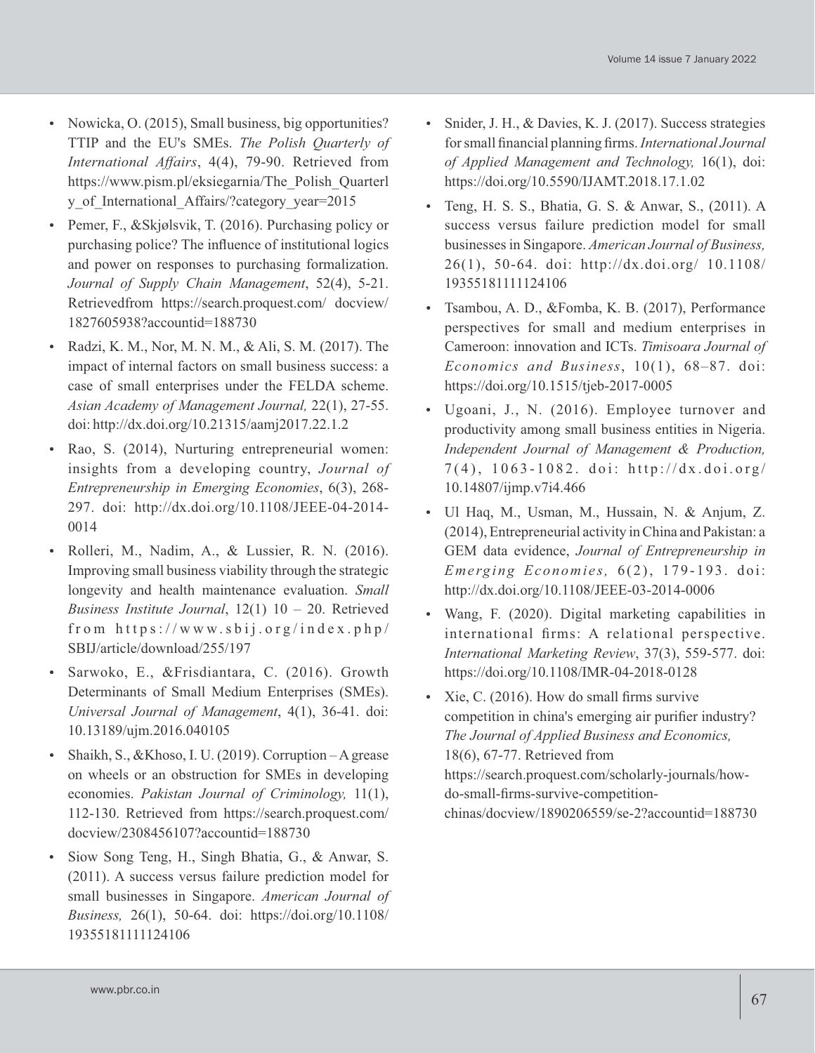- Nowicka, O. (2015), Small business, big opportunities? TTIP and the EU's SMEs. *The Polish Quarterly of International Affairs*, 4(4), 79-90. Retrieved from https://www.pism.pl/eksiegarnia/The_Polish_Quarterly_of_International_Affairs/?category_year=2015
- Pemer, F., &Skjølsvik, T. (2016). Purchasing policy or purchasing police? The influence of institutional logics and power on responses to purchasing formalization. *Journal of Supply Chain Management*, 52(4), 5-21. Retrievedfrom https://search.proquest.com/ docview/ 1827605938?accountid=188730
- Radzi, K. M., Nor, M. N. M., & Ali, S. M. (2017). The impact of internal factors on small business success: a case of small enterprises under the FELDA scheme. *Asian Academy of Management Journal,* 22(1), 27-55. doi: http://dx.doi.org/10.21315/aamj2017.22.1.2
- Rao, S. (2014), Nurturing entrepreneurial women: insights from a developing country, *Journal of Entrepreneurship in Emerging Economies*, 6(3), 268-297. doi: http://dx.doi.org/10.1108/JEEE-04-2014-0014
- Rolleri, M., Nadim, A., & Lussier, R. N. (2016). Improving small business viability through the strategic longevity and health maintenance evaluation. *Small Business Institute Journal*, 12(1) 10 – 20. Retrieved from https://www.sbij.org/index.php/SBIJ/article/download/255/197
- Sarwoko, E., &Frisdiantara, C. (2016). Growth Determinants of Small Medium Enterprises (SMEs). *Universal Journal of Management*, 4(1), 36-41. doi: 10.13189/ujm.2016.040105
- Shaikh, S., &Khoso, I. U. (2019). Corruption – A grease on wheels or an obstruction for SMEs in developing economies. *Pakistan Journal of Criminology,* 11(1), 112-130. Retrieved from https://search.proquest.com/ docview/2308456107?accountid=188730
- Siow Song Teng, H., Singh Bhatia, G., & Anwar, S. (2011). A success versus failure prediction model for small businesses in Singapore. *American Journal of Business,* 26(1), 50-64. doi: https://doi.org/10.1108/ 19355181111124106
- Snider, J. H., & Davies, K. J. (2017). Success strategies for small financial planning firms. *International Journal of Applied Management and Technology,* 16(1), doi: https://doi.org/10.5590/IJAMT.2018.17.1.02
- Teng, H. S. S., Bhatia, G. S. & Anwar, S., (2011). A success versus failure prediction model for small businesses in Singapore. *American Journal of Business,* 26(1), 50-64. doi: http://dx.doi.org/ 10.1108/ 19355181111124106
- Tsambou, A. D., &Fomba, K. B. (2017), Performance perspectives for small and medium enterprises in Cameroon: innovation and ICTs. *Timisoara Journal of Economics and Business*, 10(1), 68–87. doi: https://doi.org/10.1515/tjeb-2017-0005
- Ugoani, J., N. (2016). Employee turnover and productivity among small business entities in Nigeria. *Independent Journal of Management & Production,* 7(4), 1063-1082. doi: http://dx.doi.org/ 10.14807/ijmp.v7i4.466
- Ul Haq, M., Usman, M., Hussain, N. & Anjum, Z. (2014), Entrepreneurial activity in China and Pakistan: a GEM data evidence, *Journal of Entrepreneurship in Emerging Economies,* 6(2), 179-193. doi: http://dx.doi.org/10.1108/JEEE-03-2014-0006
- Wang, F. (2020). Digital marketing capabilities in international firms: A relational perspective. *International Marketing Review*, 37(3), 559-577. doi: https://doi.org/10.1108/IMR-04-2018-0128
- Xie, C. (2016). How do small firms survive competition in china's emerging air purifier industry? *The Journal of Applied Business and Economics,* 18(6), 67-77. Retrieved from https://search.proquest.com/scholarly-journals/how-do-small-firms-survive-competition-chinas/docview/1890206559/se-2?accountid=188730